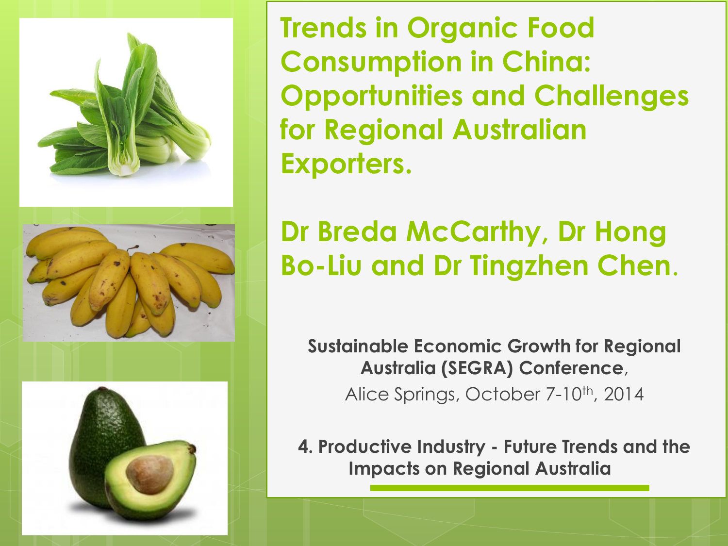# Trends in Organic Food Consumption in China: Opportunities and Challenges for Regional Australian Exporters.

## Dr Breda McCarthy, Dr Hong Bo-Liu and Dr Tingzhen Chen.

**Sustainable Economic Growth for Regional Australia (SEGRA) Conference**,

Alice Springs, October 7-10th, 2014

**4. Productive Industry - Future Trends and the Impacts on Regional Australia**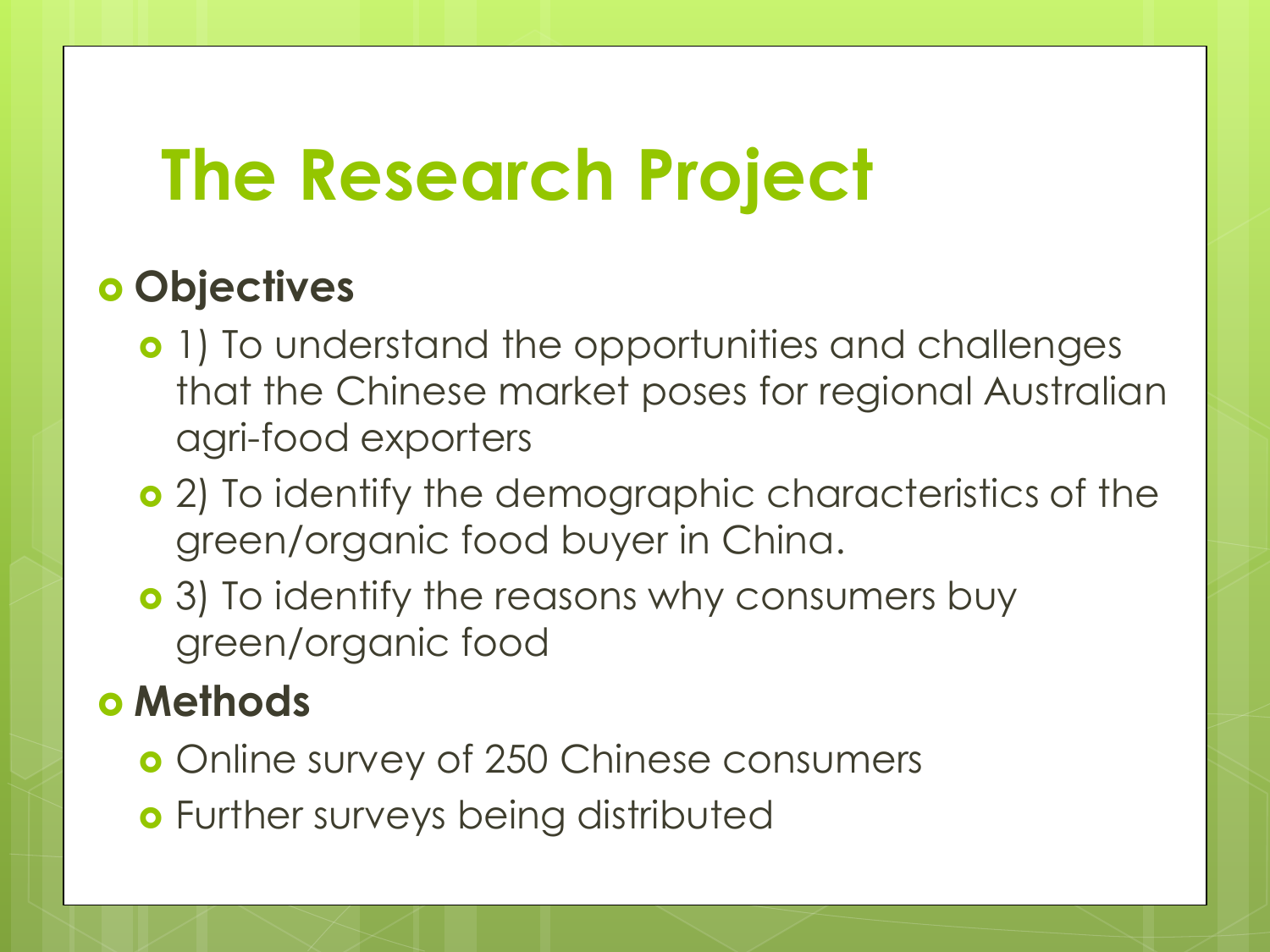# The Research Project

- **Objectives**
  - 1) To understand the opportunities and challenges that the Chinese market poses for regional Australian agri-food exporters
  - 2) To identify the demographic characteristics of the green/organic food buyer in China.
  - 3) To identify the reasons why consumers buy green/organic food
- **Methods**
  - Online survey of 250 Chinese consumers
  - Further surveys being distributed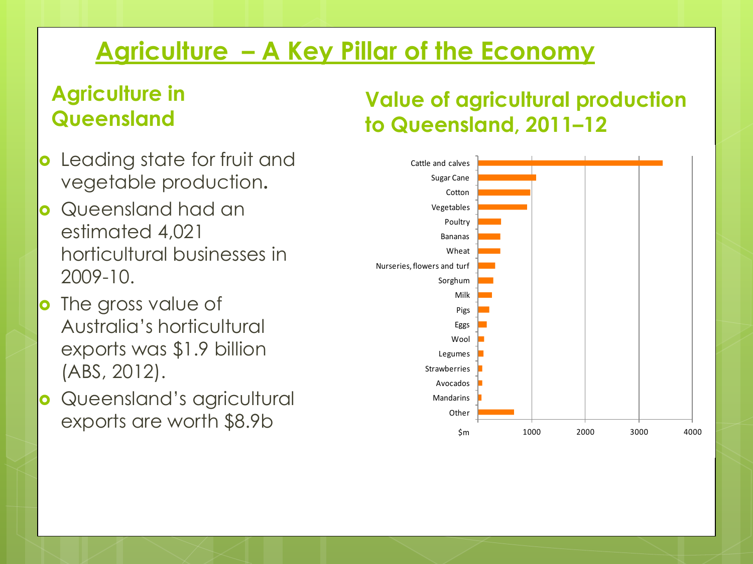# Agriculture – A Key Pillar of the Economy

## Agriculture in Queensland

- Leading state for fruit and vegetable production.
- Queensland had an estimated 4,021 horticultural businesses in 2009-10.
- The gross value of Australia's horticultural exports was $1.9 billion (ABS, 2012).
- Queensland's agricultural exports are worth $8.9b

## Value of agricultural production to Queensland, 2011–12

Cattle and calves
Sugar Cane
Cotton
Vegetables
Poultry
Bananas
Wheat
Nurseries, flowers and turf
Sorghum
Milk
Pigs
Eggs
Wool
Legumes
Strawberries
Avocados
Mandarins
Other

$m
1000
2000
3000
4000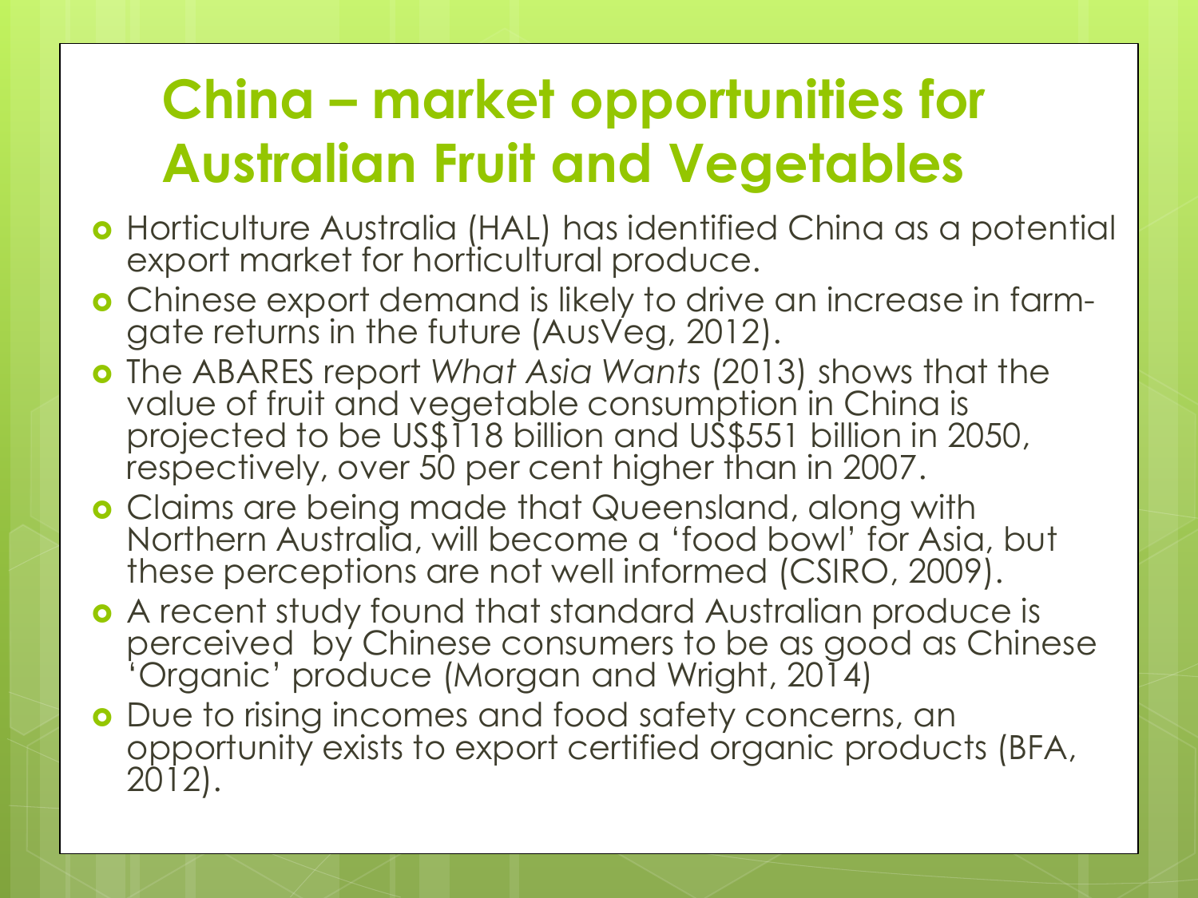# China – market opportunities for Australian Fruit and Vegetables

- Horticulture Australia (HAL) has identified China as a potential export market for horticultural produce.
- Chinese export demand is likely to drive an increase in farm-gate returns in the future (AusVeg, 2012).
- The ABARES report *What Asia Wants* (2013) shows that the value of fruit and vegetable consumption in China is projected to be US$118 billion and US$551 billion in 2050, respectively, over 50 per cent higher than in 2007.
- Claims are being made that Queensland, along with Northern Australia, will become a 'food bowl' for Asia, but these perceptions are not well informed (CSIRO, 2009).
- A recent study found that standard Australian produce is perceived by Chinese consumers to be as good as Chinese 'Organic' produce (Morgan and Wright, 2014)
- Due to rising incomes and food safety concerns, an opportunity exists to export certified organic products (BFA, 2012).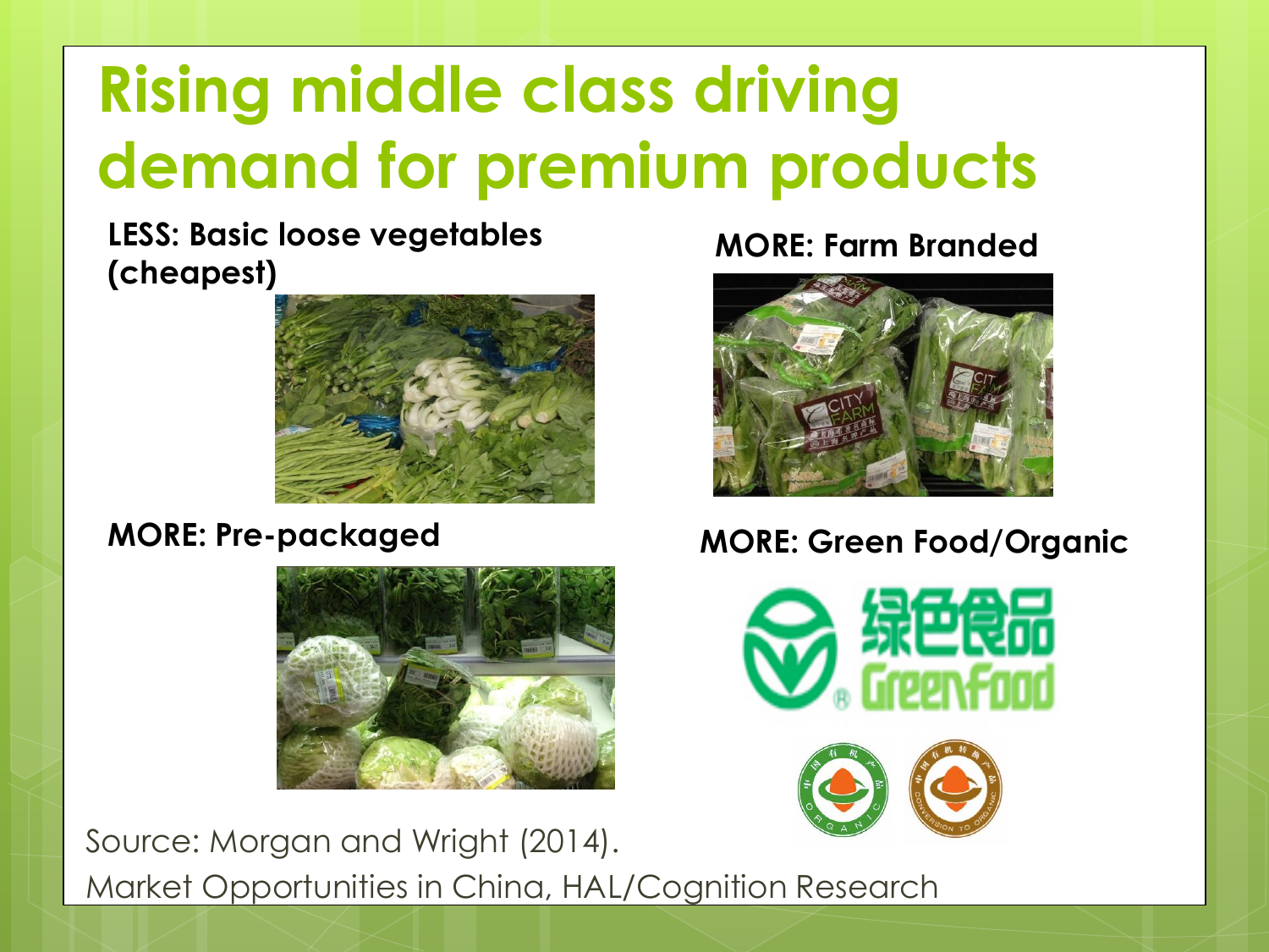# Rising middle class driving demand for premium products

**LESS: Basic loose vegetables (cheapest)**

**MORE: Farm Branded**

**MORE: Pre-packaged**

**MORE: Green Food/Organic**

Source: Morgan and Wright (2014).
Market Opportunities in China, HAL/Cognition Research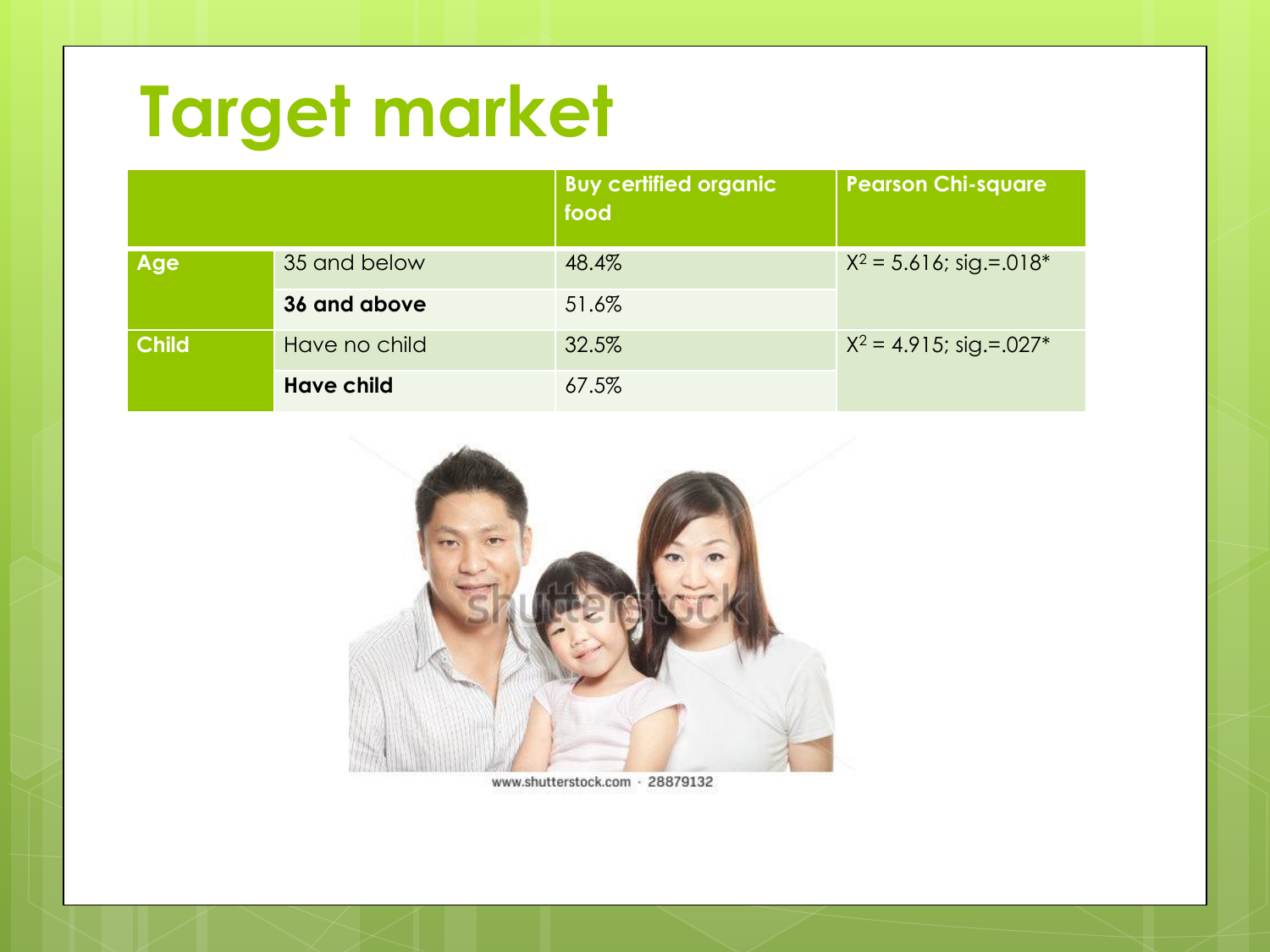# Target market

| | | Buy certified organic food | Pearson Chi-square |
|---|---|---|---|
| Age | 35 and below | 48.4% | $X^2$ = 5.616; sig.=.018* |
| | **36 and above** | 51.6% | |
| Child | Have no child | 32.5% | $X^2$ = 4.915; sig.=.027* |
| | **Have child** | 67.5% | |

www.shutterstock.com · 28879132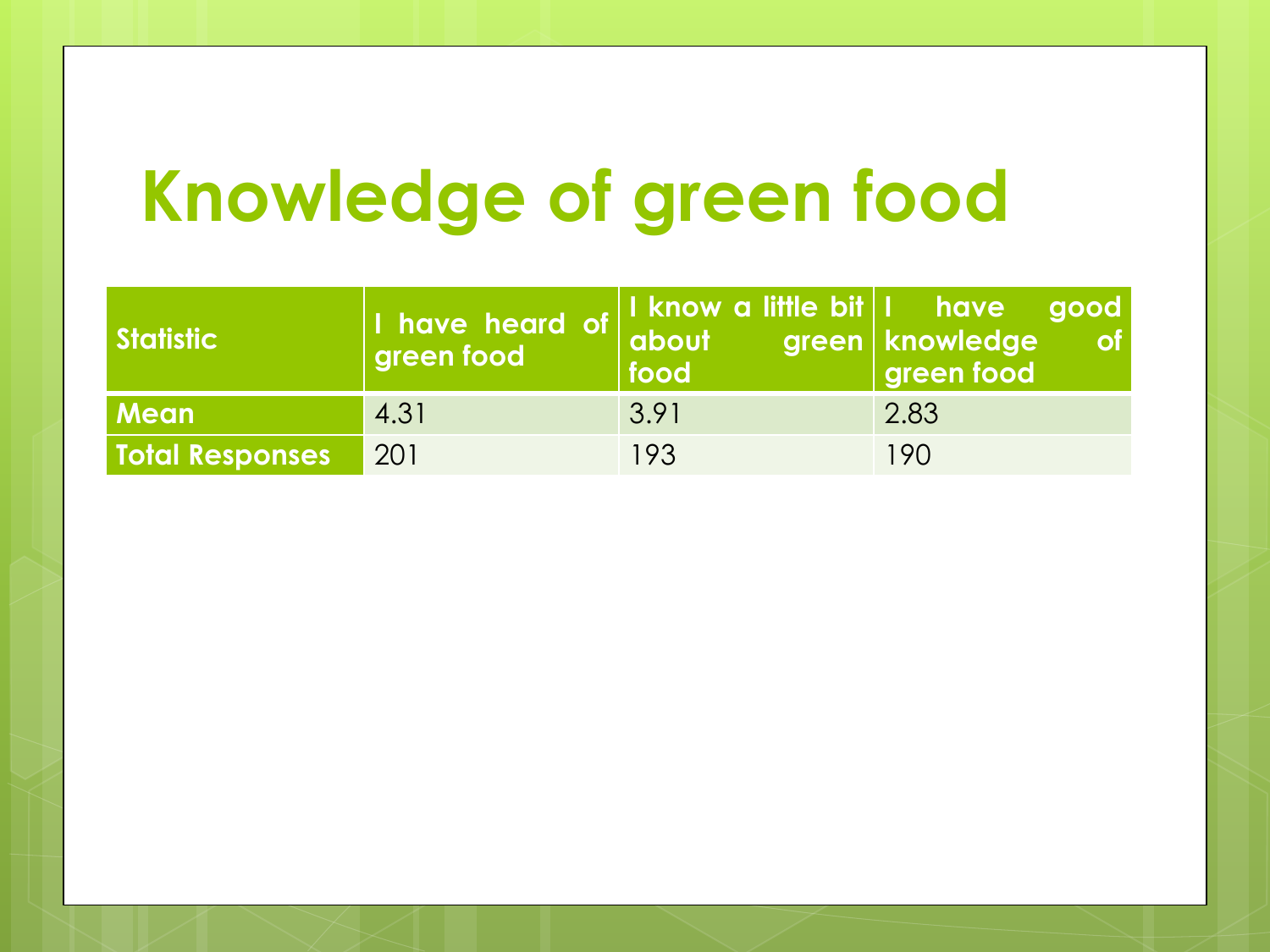# Knowledge of green food

| Statistic | I have heard of green food | I know a little bit about green food | I have good knowledge of green food |
|---|---|---|---|
| Mean | 4.31 | 3.91 | 2.83 |
| Total Responses | 201 | 193 | 190 |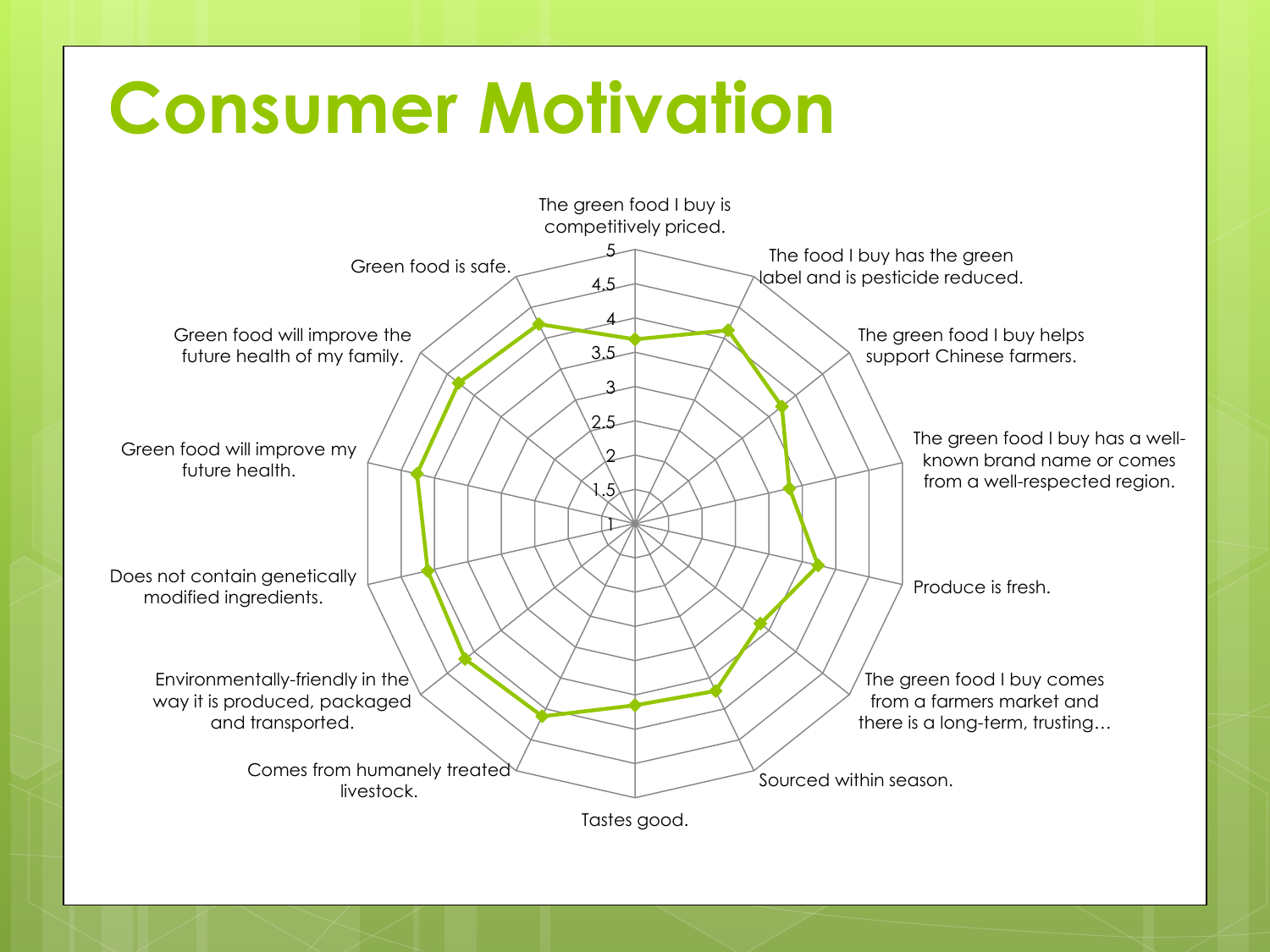# Consumer Motivation

The green food I buy is competitively priced.

The food I buy has the green label and is pesticide reduced.

The green food I buy helps support Chinese farmers.

The green food I buy has a well-known brand name or comes from a well-respected region.

Produce is fresh.

The green food I buy comes from a farmers market and there is a long-term, trusting…

Sourced within season.

Tastes good.

Comes from humanely treated livestock.

Environmentally-friendly in the way it is produced, packaged and transported.

Does not contain genetically modified ingredients.

Green food will improve my future health.

Green food will improve the future health of my family.

Green food is safe.

5
4.5
4
3.5
3
2.5
2
1.5
1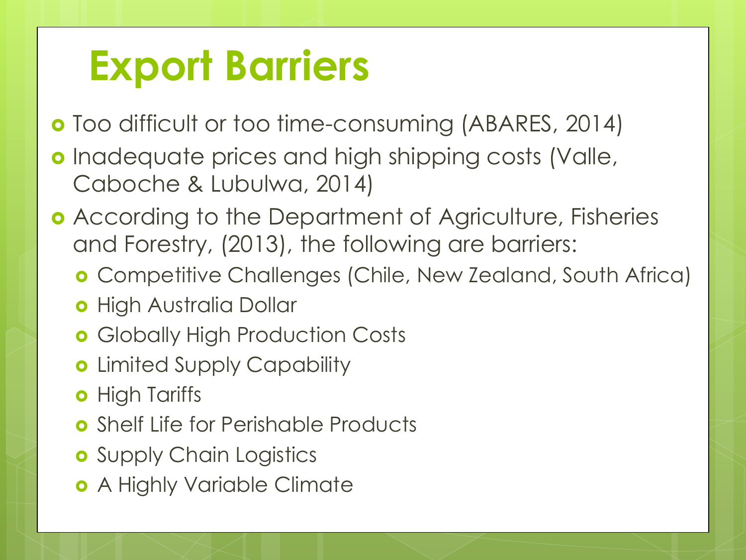# Export Barriers

- Too difficult or too time-consuming (ABARES, 2014)
- Inadequate prices and high shipping costs (Valle, Caboche & Lubulwa, 2014)
- According to the Department of Agriculture, Fisheries and Forestry, (2013), the following are barriers:
  - Competitive Challenges (Chile, New Zealand, South Africa)
  - High Australia Dollar
  - Globally High Production Costs
  - Limited Supply Capability
  - High Tariffs
  - Shelf Life for Perishable Products
  - Supply Chain Logistics
  - A Highly Variable Climate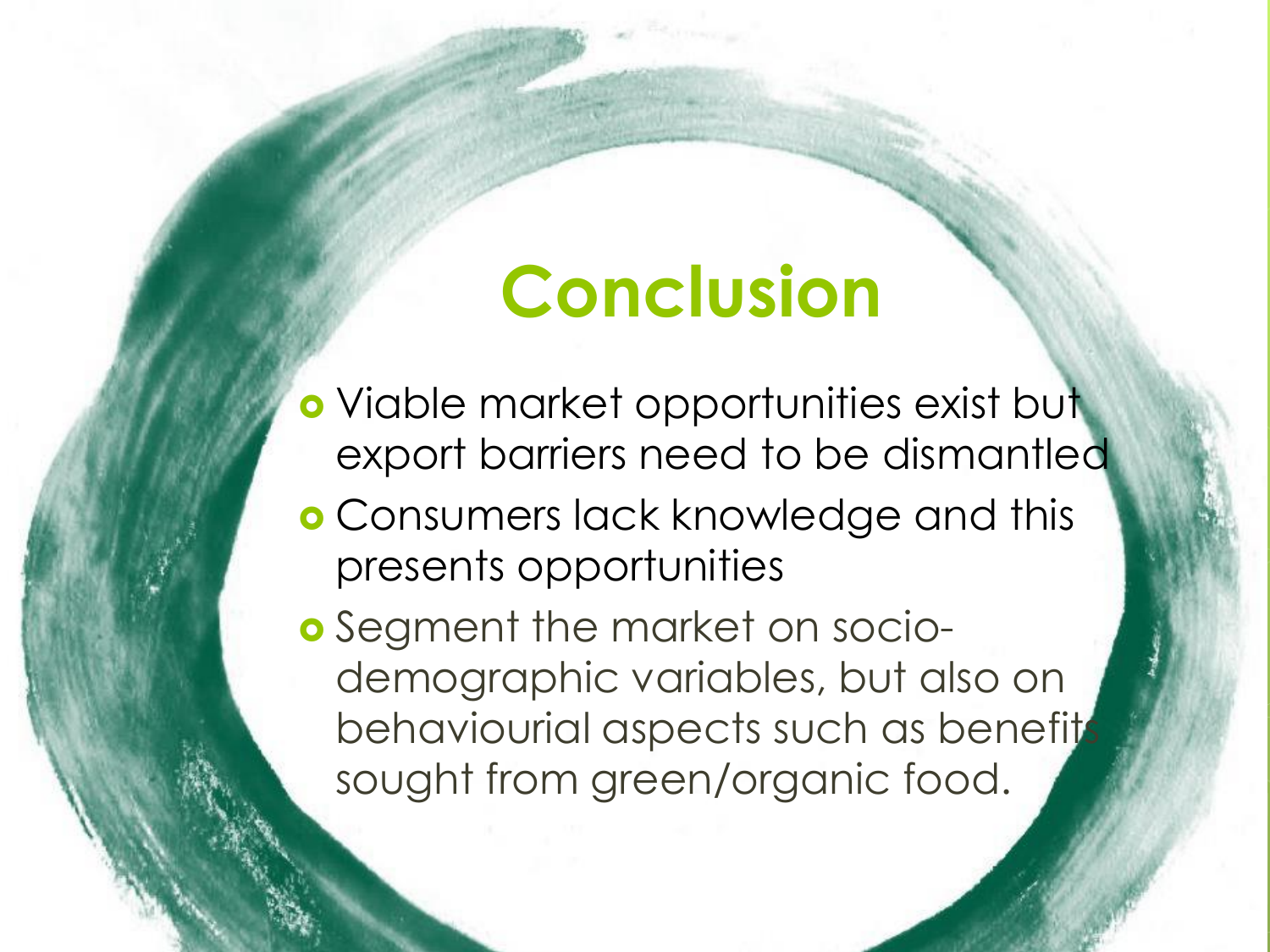# Conclusion

- Viable market opportunities exist but export barriers need to be dismantled
- Consumers lack knowledge and this presents opportunities
- Segment the market on socio-demographic variables, but also on behaviourial aspects such as benefits sought from green/organic food.